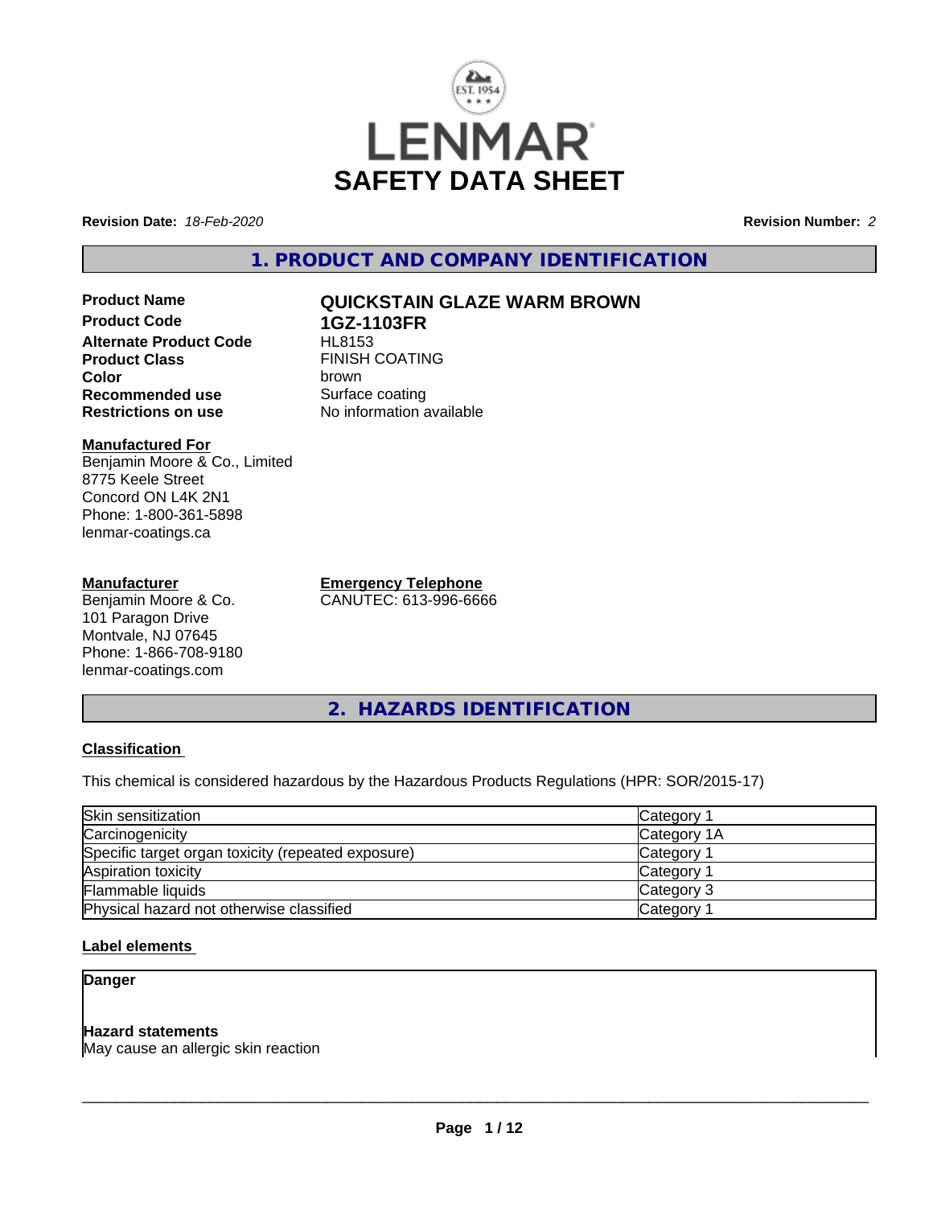# SAFETY DATA SHEET

**Revision Date:** *18-Feb-2020* **Revision Number:** *2*

## 1. PRODUCT AND COMPANY IDENTIFICATION

| | |
|---|---|
| **Product Name** | **QUICKSTAIN GLAZE WARM BROWN** |
| **Product Code** | **1GZ-1103FR** |
| **Alternate Product Code** | HL8153 |
| **Product Class** | FINISH COATING |
| **Color** | brown |
| **Recommended use** | Surface coating |
| **Restrictions on use** | No information available |

**Manufactured For**
Benjamin Moore & Co., Limited
8775 Keele Street
Concord ON L4K 2N1
Phone: 1-800-361-5898
lenmar-coatings.ca

**Manufacturer**
Benjamin Moore & Co.
101 Paragon Drive
Montvale, NJ 07645
Phone: 1-866-708-9180
lenmar-coatings.com

**Emergency Telephone**
CANUTEC: 613-996-6666

## 2. HAZARDS IDENTIFICATION

**Classification**

This chemical is considered hazardous by the Hazardous Products Regulations (HPR: SOR/2015-17)

| | |
|---|---|
| Skin sensitization | Category 1 |
| Carcinogenicity | Category 1A |
| Specific target organ toxicity (repeated exposure) | Category 1 |
| Aspiration toxicity | Category 1 |
| Flammable liquids | Category 3 |
| Physical hazard not otherwise classified | Category 1 |

**Label elements**

**Danger**

**Hazard statements**
May cause an allergic skin reaction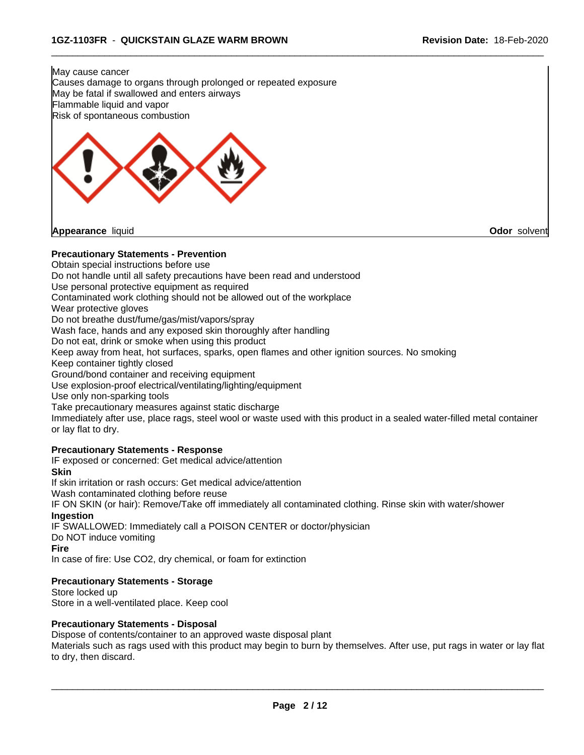May cause cancer
Causes damage to organs through prolonged or repeated exposure
May be fatal if swallowed and enters airways
Flammable liquid and vapor
Risk of spontaneous combustion

**Appearance** liquid **Odor** solvent

**Precautionary Statements - Prevention**

Obtain special instructions before use
Do not handle until all safety precautions have been read and understood
Use personal protective equipment as required
Contaminated work clothing should not be allowed out of the workplace
Wear protective gloves
Do not breathe dust/fume/gas/mist/vapors/spray
Wash face, hands and any exposed skin thoroughly after handling
Do not eat, drink or smoke when using this product
Keep away from heat, hot surfaces, sparks, open flames and other ignition sources. No smoking
Keep container tightly closed
Ground/bond container and receiving equipment
Use explosion-proof electrical/ventilating/lighting/equipment
Use only non-sparking tools
Take precautionary measures against static discharge
Immediately after use, place rags, steel wool or waste used with this product in a sealed water-filled metal container or lay flat to dry.

**Precautionary Statements - Response**

IF exposed or concerned: Get medical advice/attention

**Skin**

If skin irritation or rash occurs: Get medical advice/attention
Wash contaminated clothing before reuse
IF ON SKIN (or hair): Remove/Take off immediately all contaminated clothing. Rinse skin with water/shower

**Ingestion**

IF SWALLOWED: Immediately call a POISON CENTER or doctor/physician
Do NOT induce vomiting

**Fire**

In case of fire: Use CO2, dry chemical, or foam for extinction

**Precautionary Statements - Storage**

Store locked up
Store in a well-ventilated place. Keep cool

**Precautionary Statements - Disposal**

Dispose of contents/container to an approved waste disposal plant
Materials such as rags used with this product may begin to burn by themselves. After use, put rags in water or lay flat to dry, then discard.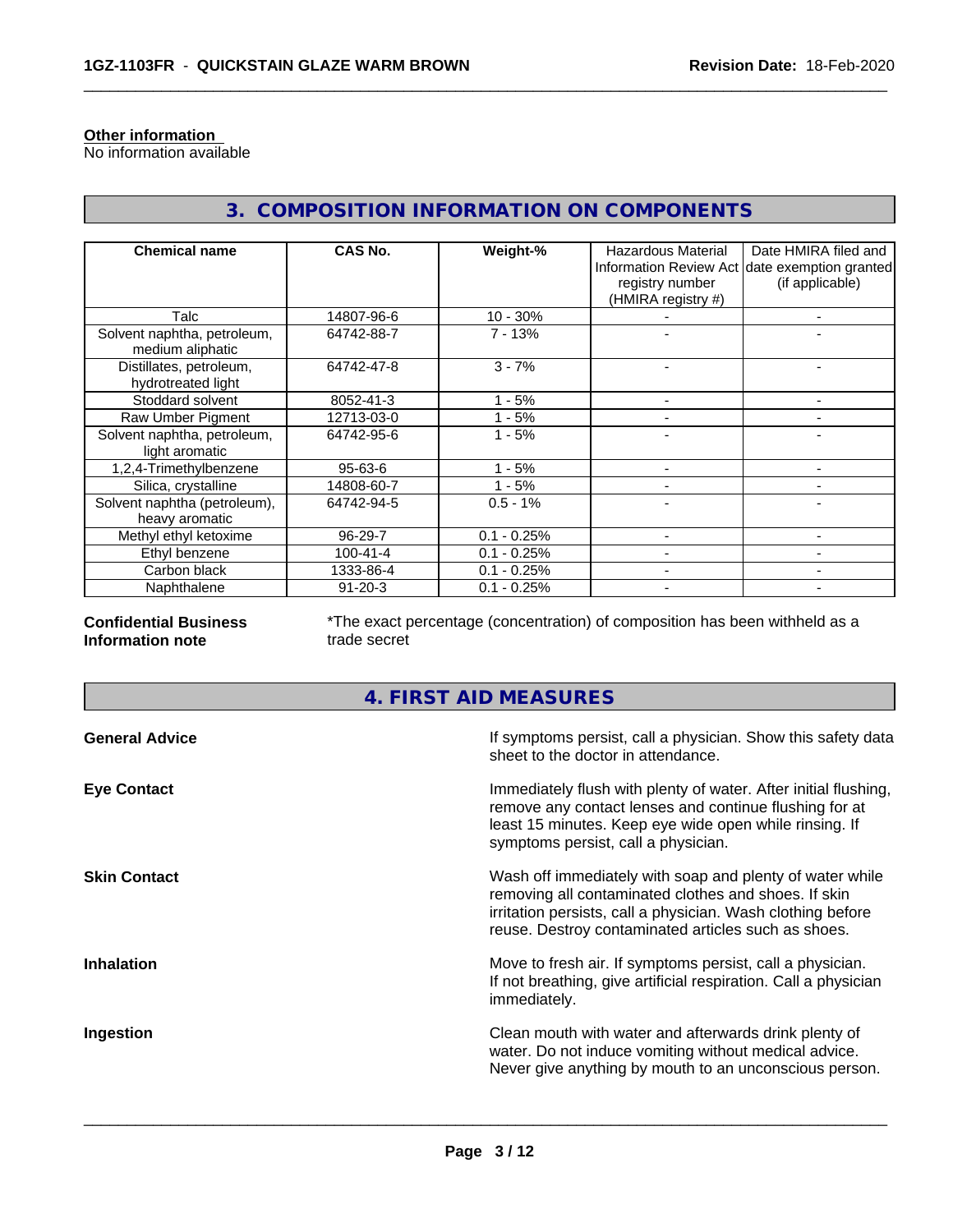**Other information**

No information available

## 3. COMPOSITION INFORMATION ON COMPONENTS

| Chemical name | CAS No. | Weight-% | Hazardous Material Information Review Act registry number (HMIRA registry #) | Date HMIRA filed and date exemption granted (if applicable) |
|---|---|---|---|---|
| Talc | 14807-96-6 | 10 - 30% | - | - |
| Solvent naphtha, petroleum, medium aliphatic | 64742-88-7 | 7 - 13% | - | - |
| Distillates, petroleum, hydrotreated light | 64742-47-8 | 3 - 7% | - | - |
| Stoddard solvent | 8052-41-3 | 1 - 5% | - | - |
| Raw Umber Pigment | 12713-03-0 | 1 - 5% | - | - |
| Solvent naphtha, petroleum, light aromatic | 64742-95-6 | 1 - 5% | - | - |
| 1,2,4-Trimethylbenzene | 95-63-6 | 1 - 5% | - | - |
| Silica, crystalline | 14808-60-7 | 1 - 5% | - | - |
| Solvent naphtha (petroleum), heavy aromatic | 64742-94-5 | 0.5 - 1% | - | - |
| Methyl ethyl ketoxime | 96-29-7 | 0.1 - 0.25% | - | - |
| Ethyl benzene | 100-41-4 | 0.1 - 0.25% | - | - |
| Carbon black | 1333-86-4 | 0.1 - 0.25% | - | - |
| Naphthalene | 91-20-3 | 0.1 - 0.25% | - | - |

**Confidential Business Information note**

*The exact percentage (concentration) of composition has been withheld as a trade secret

## 4. FIRST AID MEASURES

**General Advice**

If symptoms persist, call a physician. Show this safety data sheet to the doctor in attendance.

**Eye Contact**

Immediately flush with plenty of water. After initial flushing, remove any contact lenses and continue flushing for at least 15 minutes. Keep eye wide open while rinsing. If symptoms persist, call a physician.

**Skin Contact**

Wash off immediately with soap and plenty of water while removing all contaminated clothes and shoes. If skin irritation persists, call a physician. Wash clothing before reuse. Destroy contaminated articles such as shoes.

**Inhalation**

Move to fresh air. If symptoms persist, call a physician. If not breathing, give artificial respiration. Call a physician immediately.

**Ingestion**

Clean mouth with water and afterwards drink plenty of water. Do not induce vomiting without medical advice. Never give anything by mouth to an unconscious person.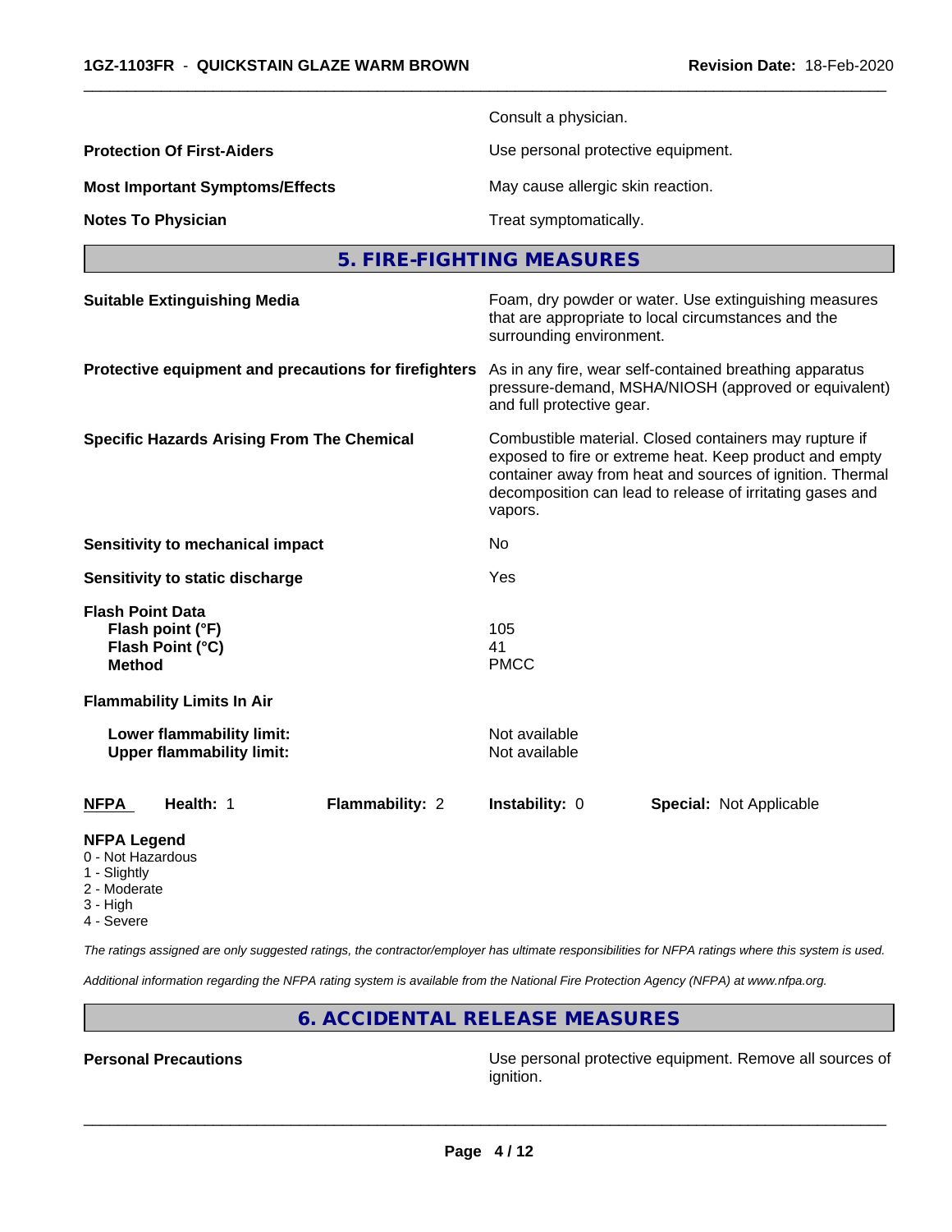| | |
|---|---|
| | Consult a physician. |
| **Protection Of First-Aiders** | Use personal protective equipment. |
| **Most Important Symptoms/Effects** | May cause allergic skin reaction. |
| **Notes To Physician** | Treat symptomatically. |

## 5. FIRE-FIGHTING MEASURES

| | |
|---|---|
| **Suitable Extinguishing Media** | Foam, dry powder or water. Use extinguishing measures that are appropriate to local circumstances and the surrounding environment. |
| **Protective equipment and precautions for firefighters** | As in any fire, wear self-contained breathing apparatus pressure-demand, MSHA/NIOSH (approved or equivalent) and full protective gear. |
| **Specific Hazards Arising From The Chemical** | Combustible material. Closed containers may rupture if exposed to fire or extreme heat. Keep product and empty container away from heat and sources of ignition. Thermal decomposition can lead to release of irritating gases and vapors. |
| **Sensitivity to mechanical impact** | No |
| **Sensitivity to static discharge** | Yes |

**Flash Point Data**

| | |
|---|---|
| **Flash point (°F)** | 105 |
| **Flash Point (°C)** | 41 |
| **Method** | PMCC |

**Flammability Limits In Air**

| | |
|---|---|
| **Lower flammability limit:** | Not available |
| **Upper flammability limit:** | Not available |

| NFPA | Health: 1 | Flammability: 2 | Instability: 0 | Special: Not Applicable |
|---|---|---|---|---|

**NFPA Legend**
- 0 - Not Hazardous
- 1 - Slightly
- 2 - Moderate
- 3 - High
- 4 - Severe

*The ratings assigned are only suggested ratings, the contractor/employer has ultimate responsibilities for NFPA ratings where this system is used.*

*Additional information regarding the NFPA rating system is available from the National Fire Protection Agency (NFPA) at www.nfpa.org.*

## 6. ACCIDENTAL RELEASE MEASURES

| | |
|---|---|
| **Personal Precautions** | Use personal protective equipment. Remove all sources of ignition. |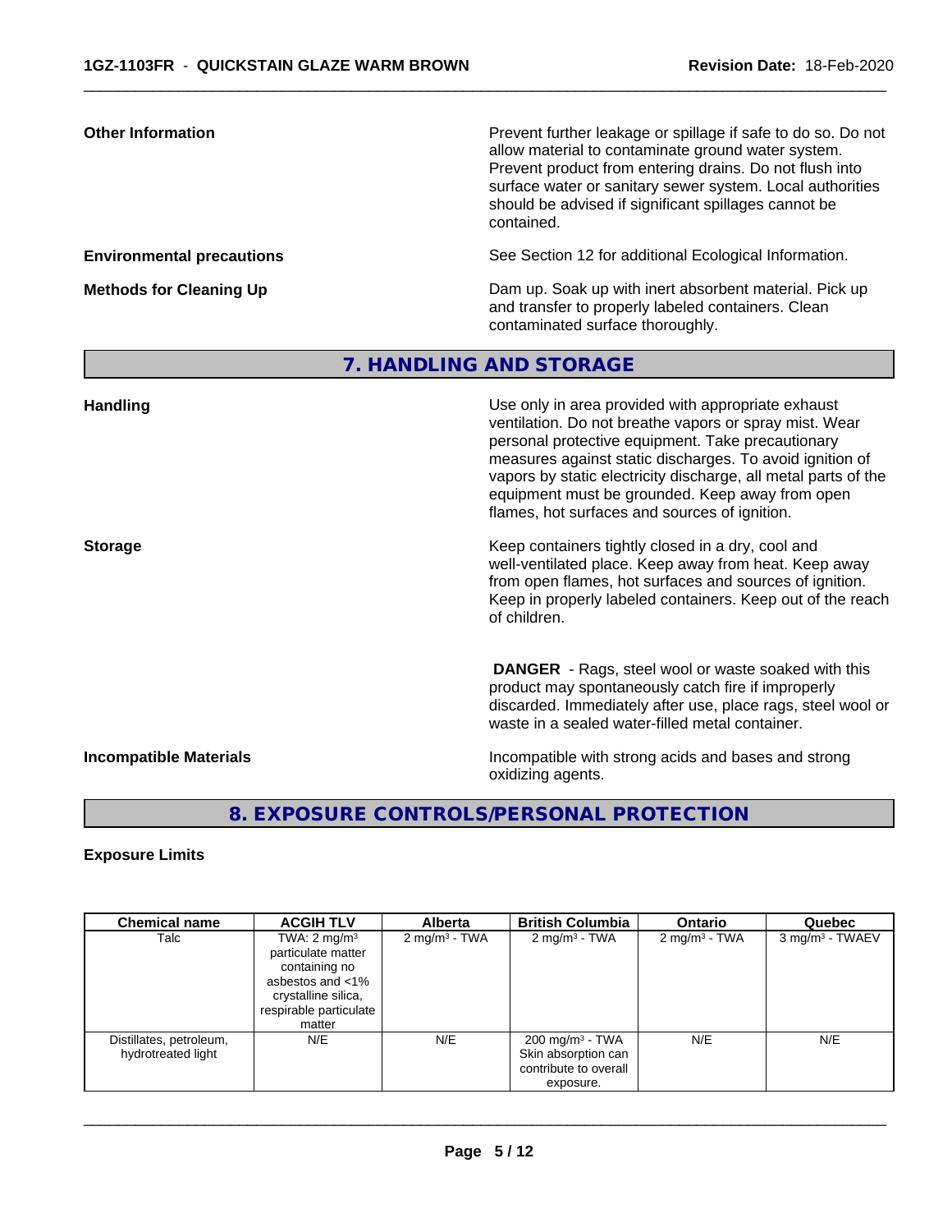**Other Information**

Prevent further leakage or spillage if safe to do so. Do not allow material to contaminate ground water system. Prevent product from entering drains. Do not flush into surface water or sanitary sewer system. Local authorities should be advised if significant spillages cannot be contained.

**Environmental precautions**

See Section 12 for additional Ecological Information.

**Methods for Cleaning Up**

Dam up. Soak up with inert absorbent material. Pick up and transfer to properly labeled containers. Clean contaminated surface thoroughly.

## 7. HANDLING AND STORAGE

**Handling**

Use only in area provided with appropriate exhaust ventilation. Do not breathe vapors or spray mist. Wear personal protective equipment. Take precautionary measures against static discharges. To avoid ignition of vapors by static electricity discharge, all metal parts of the equipment must be grounded. Keep away from open flames, hot surfaces and sources of ignition.

**Storage**

Keep containers tightly closed in a dry, cool and well-ventilated place. Keep away from heat. Keep away from open flames, hot surfaces and sources of ignition. Keep in properly labeled containers. Keep out of the reach of children.

**DANGER** - Rags, steel wool or waste soaked with this product may spontaneously catch fire if improperly discarded. Immediately after use, place rags, steel wool or waste in a sealed water-filled metal container.

**Incompatible Materials**

Incompatible with strong acids and bases and strong oxidizing agents.

## 8. EXPOSURE CONTROLS/PERSONAL PROTECTION

**Exposure Limits**

| Chemical name | ACGIH TLV | Alberta | British Columbia | Ontario | Quebec |
|---|---|---|---|---|---|
| Talc | TWA: 2 mg/m³ particulate matter containing no asbestos and <1% crystalline silica, respirable particulate matter | 2 mg/m³ - TWA | 2 mg/m³ - TWA | 2 mg/m³ - TWA | 3 mg/m³ - TWAEV |
| Distillates, petroleum, hydrotreated light | N/E | N/E | 200 mg/m³ - TWA Skin absorption can contribute to overall exposure. | N/E | N/E |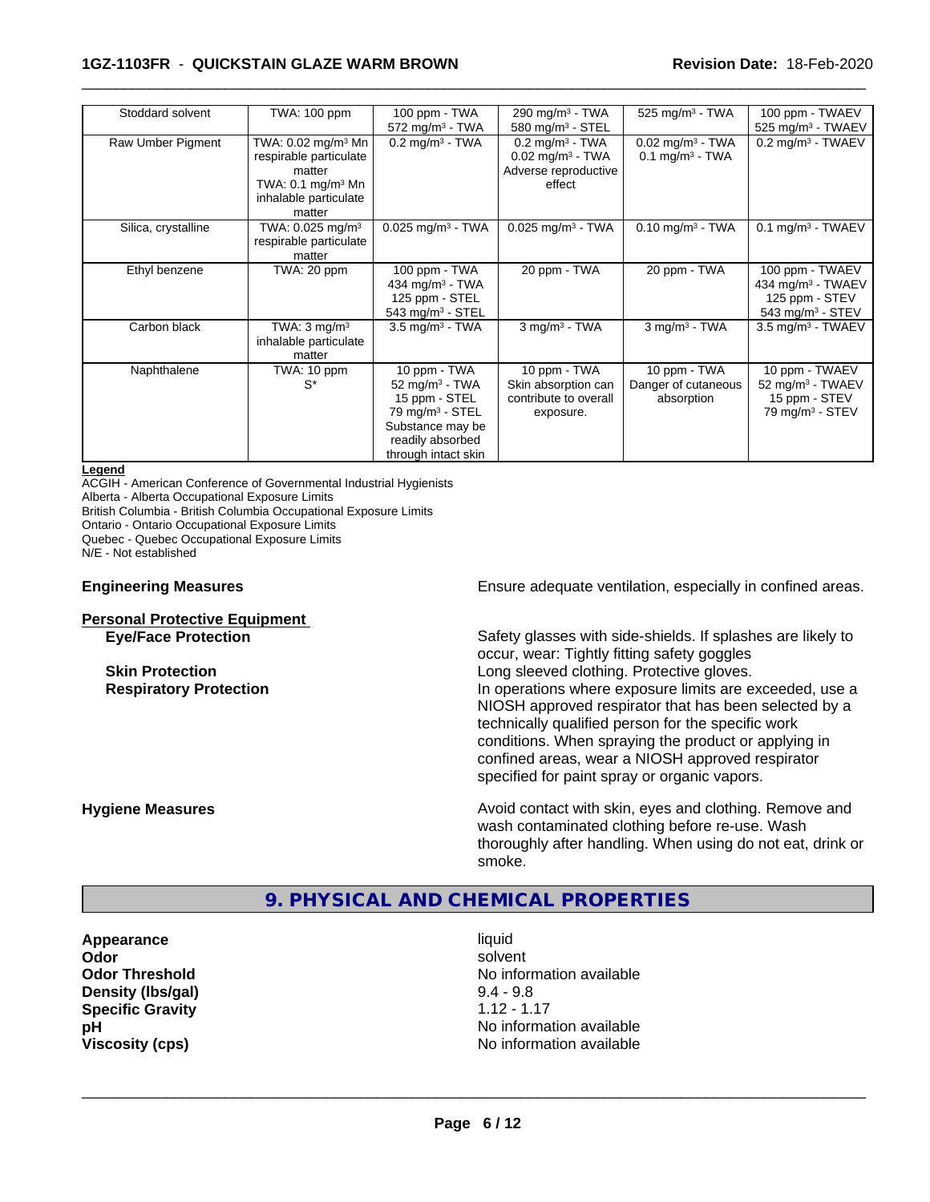| Stoddard solvent | TWA: 100 ppm | 100 ppm - TWA<br>572 mg/m³ - TWA | 290 mg/m³ - TWA<br>580 mg/m³ - STEL | 525 mg/m³ - TWA | 100 ppm - TWAEV<br>525 mg/m³ - TWAEV |
|---|---|---|---|---|---|
| Raw Umber Pigment | TWA: 0.02 mg/m³ Mn respirable particulate matter<br>TWA: 0.1 mg/m³ Mn inhalable particulate matter | 0.2 mg/m³ - TWA | 0.2 mg/m³ - TWA<br>0.02 mg/m³ - TWA<br>Adverse reproductive effect | 0.02 mg/m³ - TWA<br>0.1 mg/m³ - TWA | 0.2 mg/m³ - TWAEV |
| Silica, crystalline | TWA: 0.025 mg/m³ respirable particulate matter | 0.025 mg/m³ - TWA | 0.025 mg/m³ - TWA | 0.10 mg/m³ - TWA | 0.1 mg/m³ - TWAEV |
| Ethyl benzene | TWA: 20 ppm | 100 ppm - TWA<br>434 mg/m³ - TWA<br>125 ppm - STEL<br>543 mg/m³ - STEL | 20 ppm - TWA | 20 ppm - TWA | 100 ppm - TWAEV<br>434 mg/m³ - TWAEV<br>125 ppm - STEV<br>543 mg/m³ - STEV |
| Carbon black | TWA: 3 mg/m³ inhalable particulate matter | 3.5 mg/m³ - TWA | 3 mg/m³ - TWA | 3 mg/m³ - TWA | 3.5 mg/m³ - TWAEV |
| Naphthalene | TWA: 10 ppm<br>S* | 10 ppm - TWA<br>52 mg/m³ - TWA<br>15 ppm - STEL<br>79 mg/m³ - STEL<br>Substance may be readily absorbed through intact skin | 10 ppm - TWA<br>Skin absorption can contribute to overall exposure. | 10 ppm - TWA<br>Danger of cutaneous absorption | 10 ppm - TWAEV<br>52 mg/m³ - TWAEV<br>15 ppm - STEV<br>79 mg/m³ - STEV |

**Legend**
ACGIH - American Conference of Governmental Industrial Hygienists
Alberta - Alberta Occupational Exposure Limits
British Columbia - British Columbia Occupational Exposure Limits
Ontario - Ontario Occupational Exposure Limits
Quebec - Quebec Occupational Exposure Limits
N/E - Not established

**Engineering Measures** Ensure adequate ventilation, especially in confined areas.

**Personal Protective Equipment**

**Eye/Face Protection** Safety glasses with side-shields. If splashes are likely to occur, wear: Tightly fitting safety goggles

**Skin Protection** Long sleeved clothing. Protective gloves.

**Respiratory Protection** In operations where exposure limits are exceeded, use a NIOSH approved respirator that has been selected by a technically qualified person for the specific work conditions. When spraying the product or applying in confined areas, wear a NIOSH approved respirator specified for paint spray or organic vapors.

**Hygiene Measures** Avoid contact with skin, eyes and clothing. Remove and wash contaminated clothing before re-use. Wash thoroughly after handling. When using do not eat, drink or smoke.

## 9. PHYSICAL AND CHEMICAL PROPERTIES

**Appearance** liquid
**Odor** solvent
**Odor Threshold** No information available
**Density (lbs/gal)** 9.4 - 9.8
**Specific Gravity** 1.12 - 1.17
**pH** No information available
**Viscosity (cps)** No information available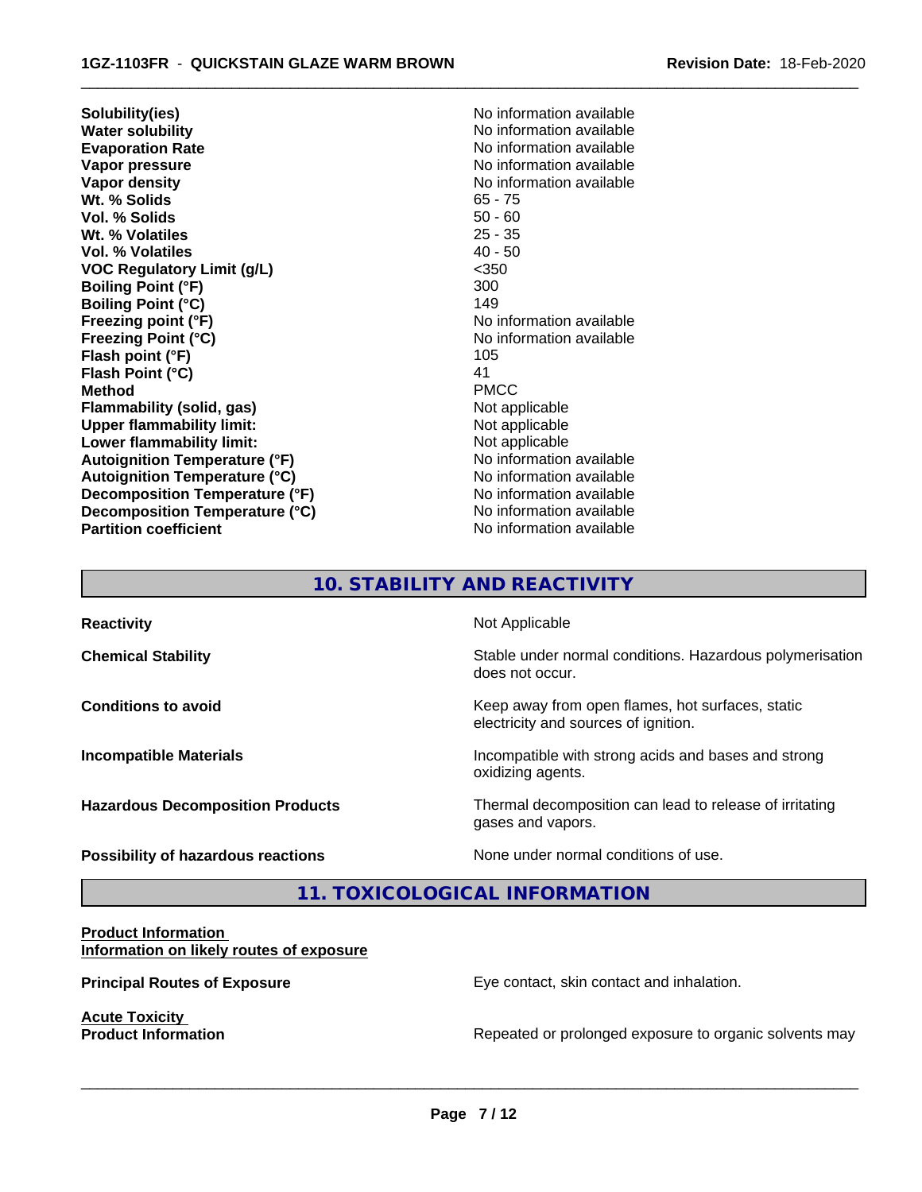| | |
|---|---|
| **Solubility(ies)** | No information available |
| **Water solubility** | No information available |
| **Evaporation Rate** | No information available |
| **Vapor pressure** | No information available |
| **Vapor density** | No information available |
| **Wt. % Solids** | 65 - 75 |
| **Vol. % Solids** | 50 - 60 |
| **Wt. % Volatiles** | 25 - 35 |
| **Vol. % Volatiles** | 40 - 50 |
| **VOC Regulatory Limit (g/L)** | <350 |
| **Boiling Point (°F)** | 300 |
| **Boiling Point (°C)** | 149 |
| **Freezing point (°F)** | No information available |
| **Freezing Point (°C)** | No information available |
| **Flash point (°F)** | 105 |
| **Flash Point (°C)** | 41 |
| **Method** | PMCC |
| **Flammability (solid, gas)** | Not applicable |
| **Upper flammability limit:** | Not applicable |
| **Lower flammability limit:** | Not applicable |
| **Autoignition Temperature (°F)** | No information available |
| **Autoignition Temperature (°C)** | No information available |
| **Decomposition Temperature (°F)** | No information available |
| **Decomposition Temperature (°C)** | No information available |
| **Partition coefficient** | No information available |

## 10. STABILITY AND REACTIVITY

| | |
|---|---|
| **Reactivity** | Not Applicable |
| **Chemical Stability** | Stable under normal conditions. Hazardous polymerisation does not occur. |
| **Conditions to avoid** | Keep away from open flames, hot surfaces, static electricity and sources of ignition. |
| **Incompatible Materials** | Incompatible with strong acids and bases and strong oxidizing agents. |
| **Hazardous Decomposition Products** | Thermal decomposition can lead to release of irritating gases and vapors. |
| **Possibility of hazardous reactions** | None under normal conditions of use. |

## 11. TOXICOLOGICAL INFORMATION

**Product Information**

**Information on likely routes of exposure**

**Principal Routes of Exposure** — Eye contact, skin contact and inhalation.

**Acute Toxicity**

**Product Information** — Repeated or prolonged exposure to organic solvents may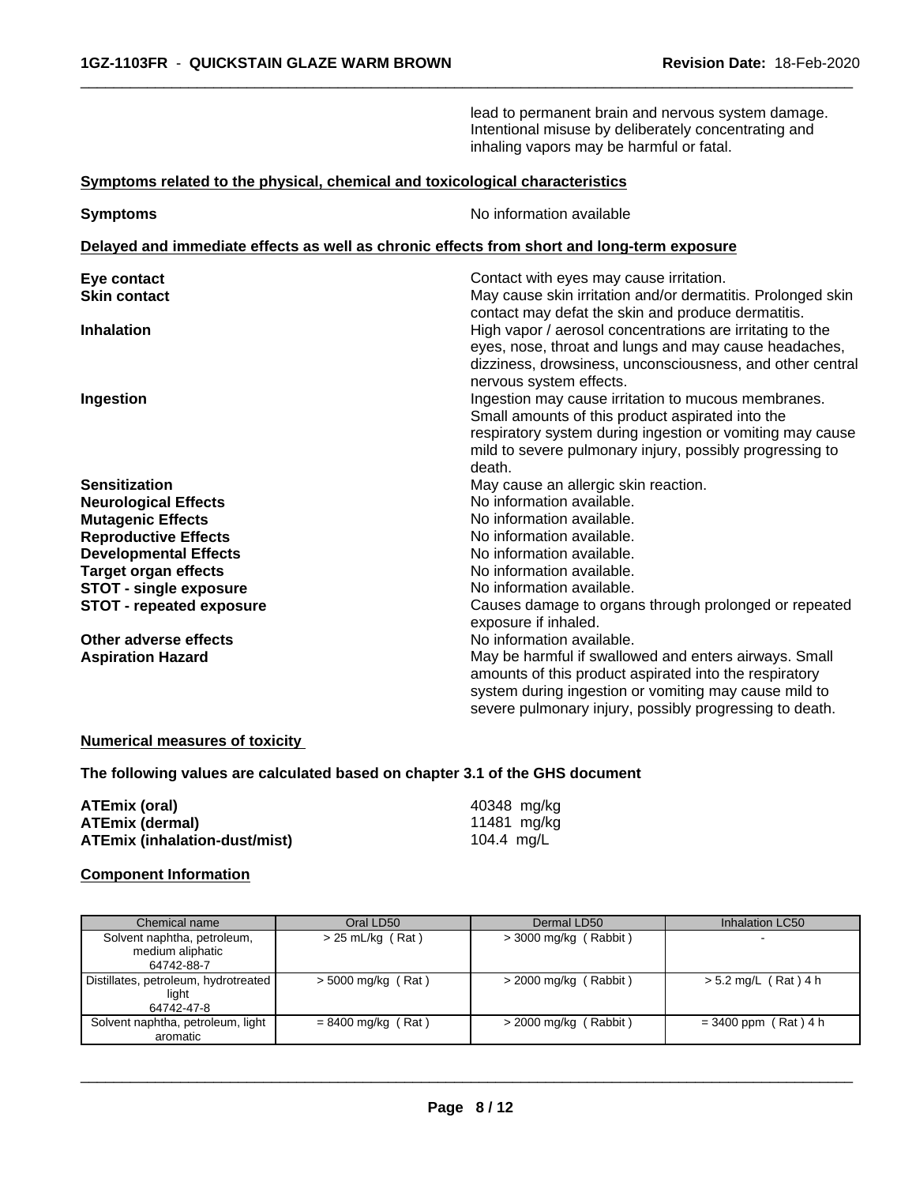lead to permanent brain and nervous system damage. Intentional misuse by deliberately concentrating and inhaling vapors may be harmful or fatal.

**Symptoms related to the physical, chemical and toxicological characteristics**

**Symptoms** — No information available

**Delayed and immediate effects as well as chronic effects from short and long-term exposure**

**Eye contact** — Contact with eyes may cause irritation.

**Skin contact** — May cause skin irritation and/or dermatitis. Prolonged skin contact may defat the skin and produce dermatitis.

**Inhalation** — High vapor / aerosol concentrations are irritating to the eyes, nose, throat and lungs and may cause headaches, dizziness, drowsiness, unconsciousness, and other central nervous system effects.

**Ingestion** — Ingestion may cause irritation to mucous membranes. Small amounts of this product aspirated into the respiratory system during ingestion or vomiting may cause mild to severe pulmonary injury, possibly progressing to death.

**Sensitization** — May cause an allergic skin reaction.

**Neurological Effects** — No information available.

**Mutagenic Effects** — No information available.

**Reproductive Effects** — No information available.

**Developmental Effects** — No information available.

**Target organ effects** — No information available.

**STOT - single exposure** — No information available.

**STOT - repeated exposure** — Causes damage to organs through prolonged or repeated exposure if inhaled.

**Other adverse effects** — No information available.

**Aspiration Hazard** — May be harmful if swallowed and enters airways. Small amounts of this product aspirated into the respiratory system during ingestion or vomiting may cause mild to severe pulmonary injury, possibly progressing to death.

**Numerical measures of toxicity**

**The following values are calculated based on chapter 3.1 of the GHS document**

**ATEmix (oral)** — 40348 mg/kg

**ATEmix (dermal)** — 11481 mg/kg

**ATEmix (inhalation-dust/mist)** — 104.4 mg/L

**Component Information**

| Chemical name | Oral LD50 | Dermal LD50 | Inhalation LC50 |
|---|---|---|---|
| Solvent naphtha, petroleum, medium aliphatic 64742-88-7 | > 25 mL/kg ( Rat ) | > 3000 mg/kg ( Rabbit ) | - |
| Distillates, petroleum, hydrotreated light 64742-47-8 | > 5000 mg/kg ( Rat ) | > 2000 mg/kg ( Rabbit ) | > 5.2 mg/L ( Rat ) 4 h |
| Solvent naphtha, petroleum, light aromatic | = 8400 mg/kg ( Rat ) | > 2000 mg/kg ( Rabbit ) | = 3400 ppm ( Rat ) 4 h |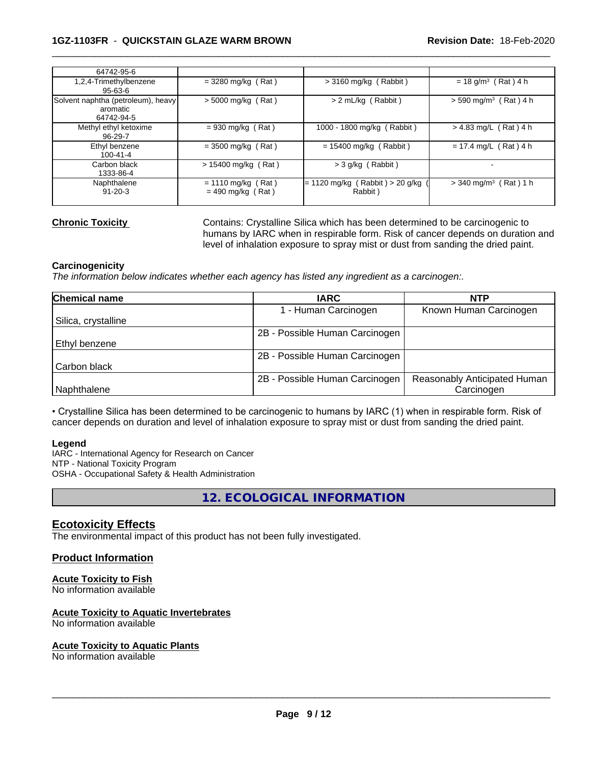| | | | |
|---|---|---|---|
| 64742-95-6 | | | |
| 1,2,4-Trimethylbenzene 95-63-6 | = 3280 mg/kg ( Rat ) | > 3160 mg/kg ( Rabbit ) | = 18 g/m³ ( Rat ) 4 h |
| Solvent naphtha (petroleum), heavy aromatic 64742-94-5 | > 5000 mg/kg ( Rat ) | > 2 mL/kg ( Rabbit ) | > 590 mg/m³ ( Rat ) 4 h |
| Methyl ethyl ketoxime 96-29-7 | = 930 mg/kg ( Rat ) | 1000 - 1800 mg/kg ( Rabbit ) | > 4.83 mg/L ( Rat ) 4 h |
| Ethyl benzene 100-41-4 | = 3500 mg/kg ( Rat ) | = 15400 mg/kg ( Rabbit ) | = 17.4 mg/L ( Rat ) 4 h |
| Carbon black 1333-86-4 | > 15400 mg/kg ( Rat ) | > 3 g/kg ( Rabbit ) | - |
| Naphthalene 91-20-3 | = 1110 mg/kg ( Rat ) = 490 mg/kg ( Rat ) | = 1120 mg/kg ( Rabbit ) > 20 g/kg ( Rabbit ) | > 340 mg/m³ ( Rat ) 1 h |

**Chronic Toxicity**

Contains: Crystalline Silica which has been determined to be carcinogenic to humans by IARC when in respirable form. Risk of cancer depends on duration and level of inhalation exposure to spray mist or dust from sanding the dried paint.

**Carcinogenicity**

*The information below indicates whether each agency has listed any ingredient as a carcinogen:.*

| Chemical name | IARC | NTP |
|---|---|---|
| Silica, crystalline | 1 - Human Carcinogen | Known Human Carcinogen |
| Ethyl benzene | 2B - Possible Human Carcinogen | |
| Carbon black | 2B - Possible Human Carcinogen | |
| Naphthalene | 2B - Possible Human Carcinogen | Reasonably Anticipated Human Carcinogen |

• Crystalline Silica has been determined to be carcinogenic to humans by IARC (1) when in respirable form. Risk of cancer depends on duration and level of inhalation exposure to spray mist or dust from sanding the dried paint.

**Legend**

IARC - International Agency for Research on Cancer
NTP - National Toxicity Program
OSHA - Occupational Safety & Health Administration

## 12. ECOLOGICAL INFORMATION

### Ecotoxicity Effects

The environmental impact of this product has not been fully investigated.

### Product Information

**Acute Toxicity to Fish**

No information available

**Acute Toxicity to Aquatic Invertebrates**

No information available

**Acute Toxicity to Aquatic Plants**

No information available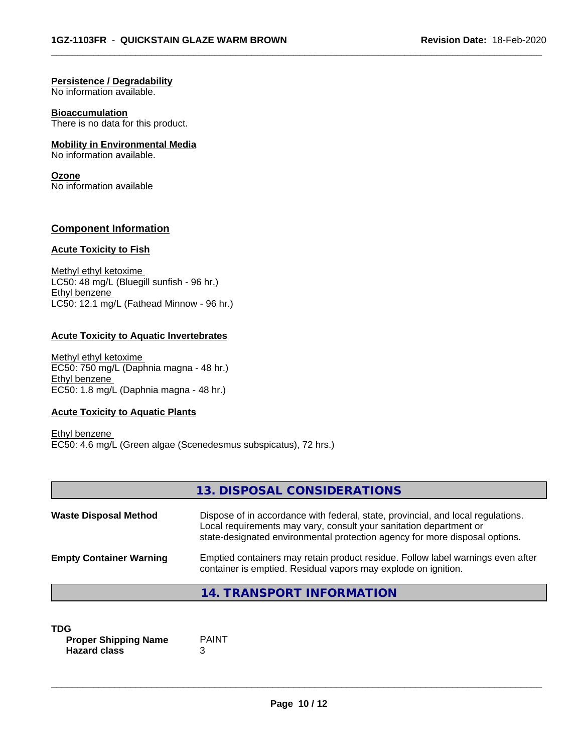**Persistence / Degradability**
No information available.

**Bioaccumulation**
There is no data for this product.

**Mobility in Environmental Media**
No information available.

**Ozone**
No information available

## Component Information

**Acute Toxicity to Fish**

Methyl ethyl ketoxime
LC50: 48 mg/L (Bluegill sunfish - 96 hr.)
Ethyl benzene
LC50: 12.1 mg/L (Fathead Minnow - 96 hr.)

**Acute Toxicity to Aquatic Invertebrates**

Methyl ethyl ketoxime
EC50: 750 mg/L (Daphnia magna - 48 hr.)
Ethyl benzene
EC50: 1.8 mg/L (Daphnia magna - 48 hr.)

**Acute Toxicity to Aquatic Plants**

Ethyl benzene
EC50: 4.6 mg/L (Green algae (Scenedesmus subspicatus), 72 hrs.)

## 13. DISPOSAL CONSIDERATIONS

**Waste Disposal Method** Dispose of in accordance with federal, state, provincial, and local regulations. Local requirements may vary, consult your sanitation department or state-designated environmental protection agency for more disposal options.

**Empty Container Warning** Emptied containers may retain product residue. Follow label warnings even after container is emptied. Residual vapors may explode on ignition.

## 14. TRANSPORT INFORMATION

**TDG**

**Proper Shipping Name** PAINT
**Hazard class** 3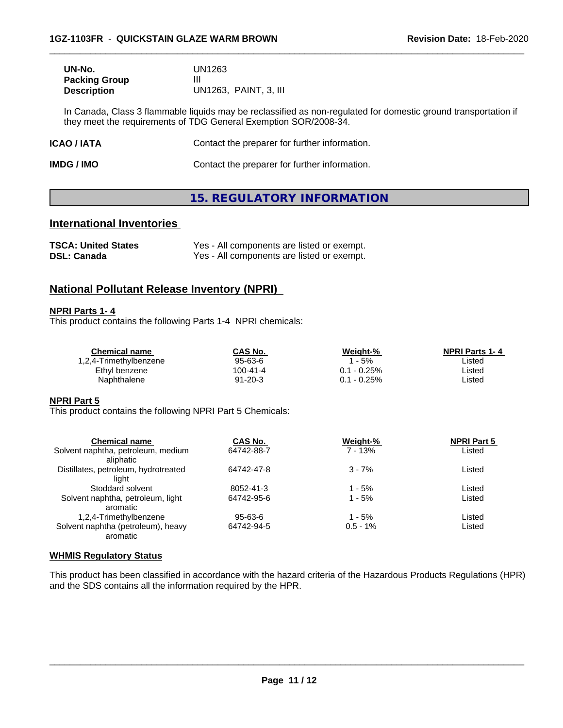| | |
|---|---|
| **UN-No.** | UN1263 |
| **Packing Group** | III |
| **Description** | UN1263, PAINT, 3, III |

In Canada, Class 3 flammable liquids may be reclassified as non-regulated for domestic ground transportation if they meet the requirements of TDG General Exemption SOR/2008-34.

| | |
|---|---|
| **ICAO / IATA** | Contact the preparer for further information. |
| **IMDG / IMO** | Contact the preparer for further information. |

## 15. REGULATORY INFORMATION

### International Inventories

| | |
|---|---|
| **TSCA: United States** | Yes - All components are listed or exempt. |
| **DSL: Canada** | Yes - All components are listed or exempt. |

### National Pollutant Release Inventory (NPRI)

**NPRI Parts 1- 4**

This product contains the following Parts 1-4 NPRI chemicals:

| Chemical name | CAS No. | Weight-% | NPRI Parts 1- 4 |
|---|---|---|---|
| 1,2,4-Trimethylbenzene | 95-63-6 | 1 - 5% | Listed |
| Ethyl benzene | 100-41-4 | 0.1 - 0.25% | Listed |
| Naphthalene | 91-20-3 | 0.1 - 0.25% | Listed |

**NPRI Part 5**

This product contains the following NPRI Part 5 Chemicals:

| Chemical name | CAS No. | Weight-% | NPRI Part 5 |
|---|---|---|---|
| Solvent naphtha, petroleum, medium aliphatic | 64742-88-7 | 7 - 13% | Listed |
| Distillates, petroleum, hydrotreated light | 64742-47-8 | 3 - 7% | Listed |
| Stoddard solvent | 8052-41-3 | 1 - 5% | Listed |
| Solvent naphtha, petroleum, light aromatic | 64742-95-6 | 1 - 5% | Listed |
| 1,2,4-Trimethylbenzene | 95-63-6 | 1 - 5% | Listed |
| Solvent naphtha (petroleum), heavy aromatic | 64742-94-5 | 0.5 - 1% | Listed |

**WHMIS Regulatory Status**

This product has been classified in accordance with the hazard criteria of the Hazardous Products Regulations (HPR) and the SDS contains all the information required by the HPR.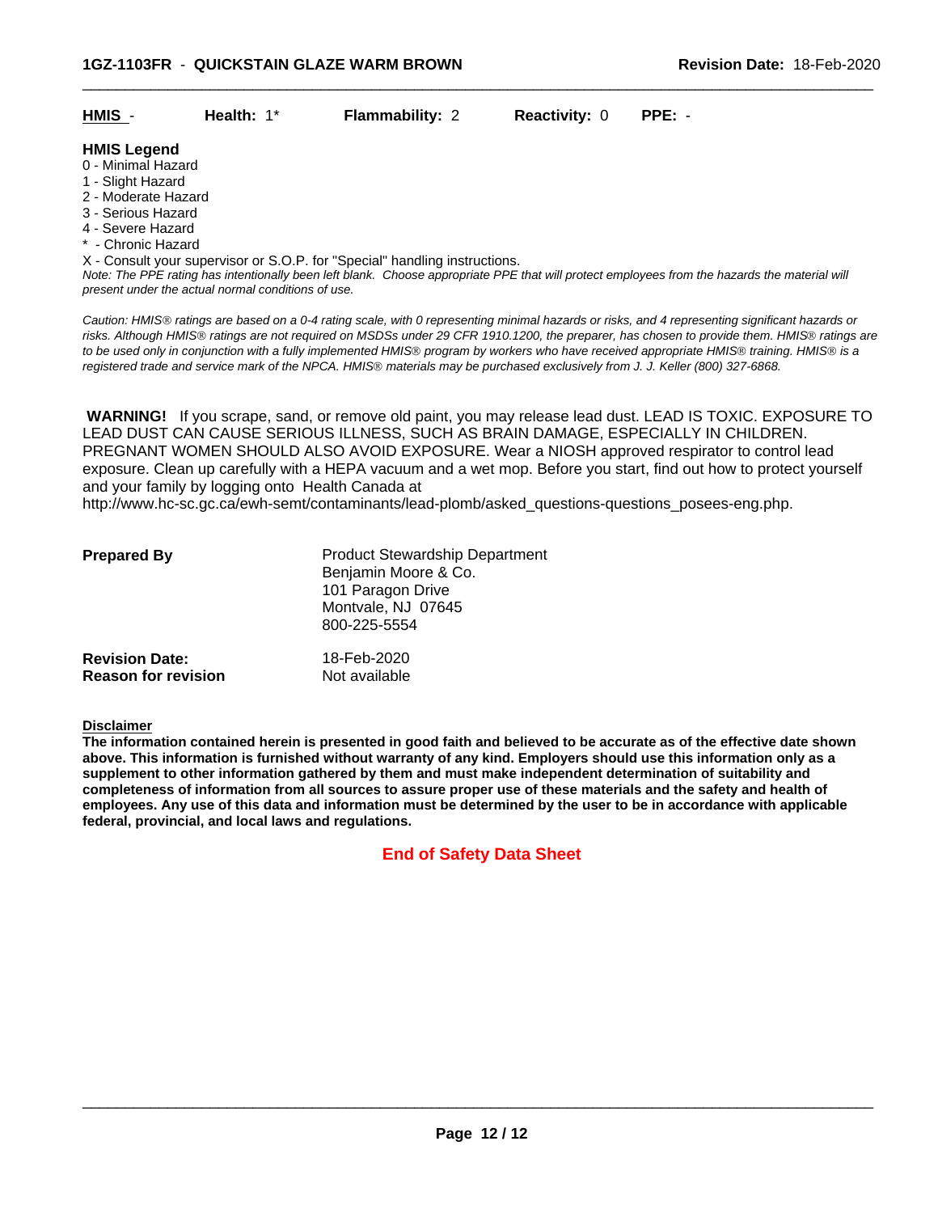| HMIS - | Health: 1* | Flammability: 2 | Reactivity: 0 | PPE: - |
|---|---|---|---|---|

**HMIS Legend**

0 - Minimal Hazard
1 - Slight Hazard
2 - Moderate Hazard
3 - Serious Hazard
4 - Severe Hazard
* - Chronic Hazard
X - Consult your supervisor or S.O.P. for "Special" handling instructions.

*Note: The PPE rating has intentionally been left blank. Choose appropriate PPE that will protect employees from the hazards the material will present under the actual normal conditions of use.*

*Caution: HMIS® ratings are based on a 0-4 rating scale, with 0 representing minimal hazards or risks, and 4 representing significant hazards or risks. Although HMIS® ratings are not required on MSDSs under 29 CFR 1910.1200, the preparer, has chosen to provide them. HMIS® ratings are to be used only in conjunction with a fully implemented HMIS® program by workers who have received appropriate HMIS® training. HMIS® is a registered trade and service mark of the NPCA. HMIS® materials may be purchased exclusively from J. J. Keller (800) 327-6868.*

**WARNING!** If you scrape, sand, or remove old paint, you may release lead dust. LEAD IS TOXIC. EXPOSURE TO LEAD DUST CAN CAUSE SERIOUS ILLNESS, SUCH AS BRAIN DAMAGE, ESPECIALLY IN CHILDREN. PREGNANT WOMEN SHOULD ALSO AVOID EXPOSURE. Wear a NIOSH approved respirator to control lead exposure. Clean up carefully with a HEPA vacuum and a wet mop. Before you start, find out how to protect yourself and your family by logging onto Health Canada at http://www.hc-sc.gc.ca/ewh-semt/contaminants/lead-plomb/asked_questions-questions_posees-eng.php.

**Prepared By**
Product Stewardship Department
Benjamin Moore & Co.
101 Paragon Drive
Montvale, NJ 07645
800-225-5554

**Revision Date:** 18-Feb-2020
**Reason for revision** Not available

**Disclaimer**

**The information contained herein is presented in good faith and believed to be accurate as of the effective date shown above. This information is furnished without warranty of any kind. Employers should use this information only as a supplement to other information gathered by them and must make independent determination of suitability and completeness of information from all sources to assure proper use of these materials and the safety and health of employees. Any use of this data and information must be determined by the user to be in accordance with applicable federal, provincial, and local laws and regulations.**

**End of Safety Data Sheet**